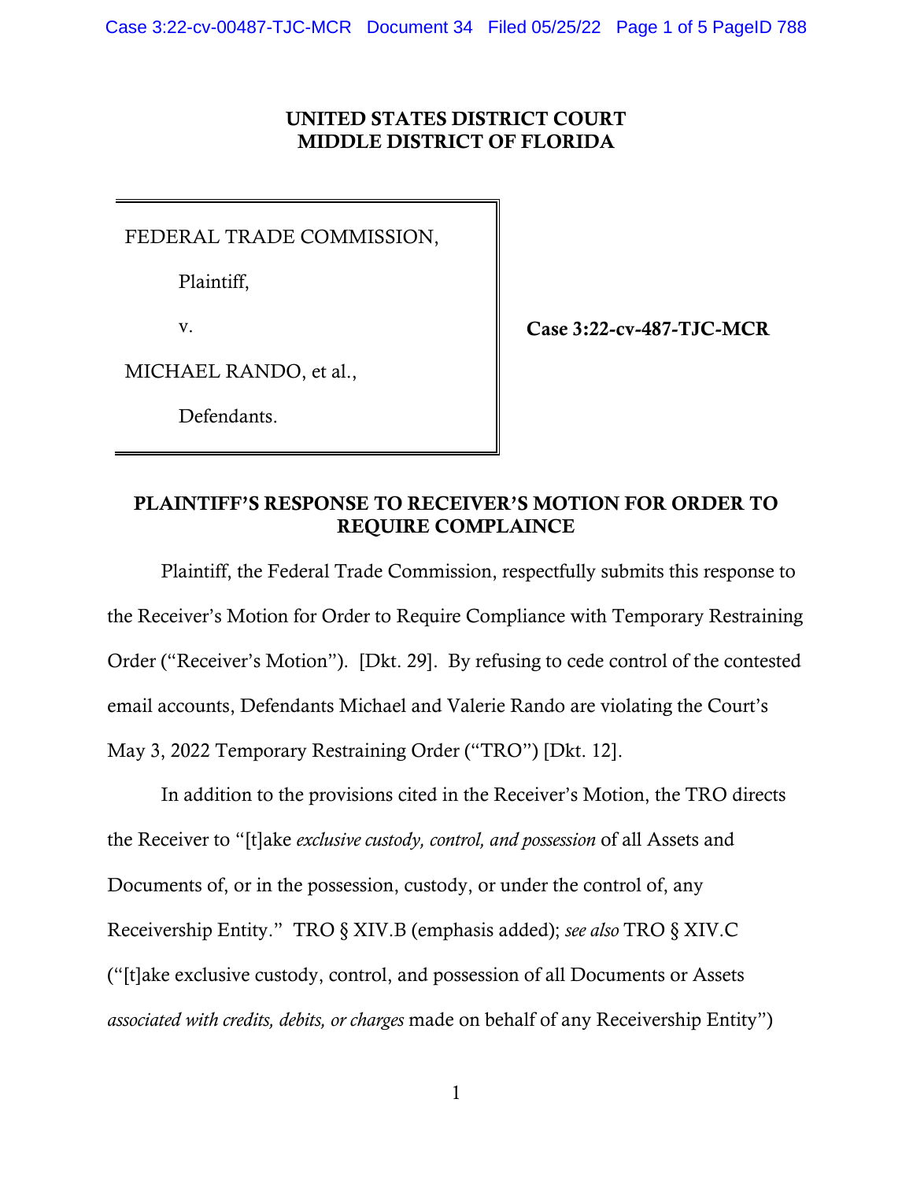**UNITED STATES DISTRICT COURT**
**MIDDLE DISTRICT OF FLORIDA**

| | |
|---|---|
| FEDERAL TRADE COMMISSION,<br><br>Plaintiff,<br><br>v.<br><br>MICHAEL RANDO, et al.,<br><br>Defendants. | **Case 3:22-cv-487-TJC-MCR** |

## PLAINTIFF'S RESPONSE TO RECEIVER'S MOTION FOR ORDER TO REQUIRE COMPLAINCE

Plaintiff, the Federal Trade Commission, respectfully submits this response to the Receiver's Motion for Order to Require Compliance with Temporary Restraining Order ("Receiver's Motion"). [Dkt. 29]. By refusing to cede control of the contested email accounts, Defendants Michael and Valerie Rando are violating the Court's May 3, 2022 Temporary Restraining Order ("TRO") [Dkt. 12].

In addition to the provisions cited in the Receiver's Motion, the TRO directs the Receiver to "[t]ake *exclusive custody, control, and possession* of all Assets and Documents of, or in the possession, custody, or under the control of, any Receivership Entity." TRO § XIV.B (emphasis added); *see also* TRO § XIV.C ("[t]ake exclusive custody, control, and possession of all Documents or Assets *associated with credits, debits, or charges* made on behalf of any Receivership Entity")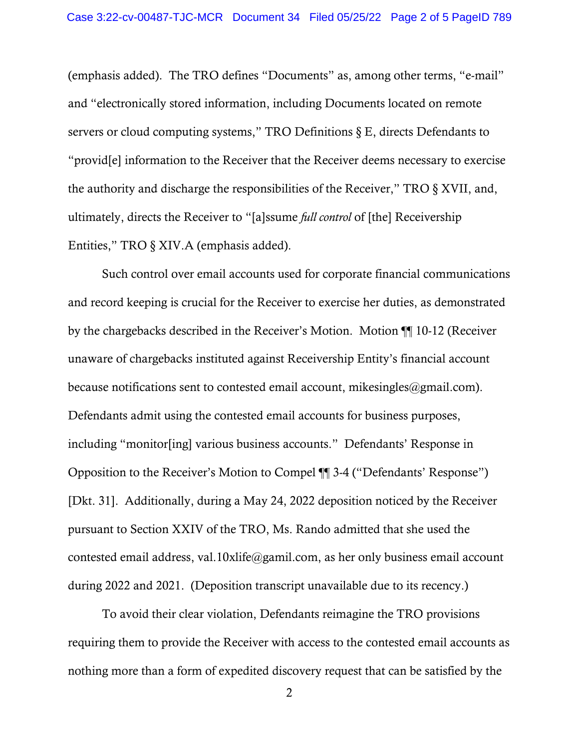(emphasis added). The TRO defines "Documents" as, among other terms, "e-mail" and "electronically stored information, including Documents located on remote servers or cloud computing systems," TRO Definitions § E, directs Defendants to "provid[e] information to the Receiver that the Receiver deems necessary to exercise the authority and discharge the responsibilities of the Receiver," TRO § XVII, and, ultimately, directs the Receiver to "[a]ssume *full control* of [the] Receivership Entities," TRO § XIV.A (emphasis added).

Such control over email accounts used for corporate financial communications and record keeping is crucial for the Receiver to exercise her duties, as demonstrated by the chargebacks described in the Receiver's Motion. Motion ¶¶ 10-12 (Receiver unaware of chargebacks instituted against Receivership Entity's financial account because notifications sent to contested email account, mikesingles@gmail.com). Defendants admit using the contested email accounts for business purposes, including "monitor[ing] various business accounts." Defendants' Response in Opposition to the Receiver's Motion to Compel ¶¶ 3-4 ("Defendants' Response") [Dkt. 31]. Additionally, during a May 24, 2022 deposition noticed by the Receiver pursuant to Section XXIV of the TRO, Ms. Rando admitted that she used the contested email address, val.10xlife@gamil.com, as her only business email account during 2022 and 2021. (Deposition transcript unavailable due to its recency.)

To avoid their clear violation, Defendants reimagine the TRO provisions requiring them to provide the Receiver with access to the contested email accounts as nothing more than a form of expedited discovery request that can be satisfied by the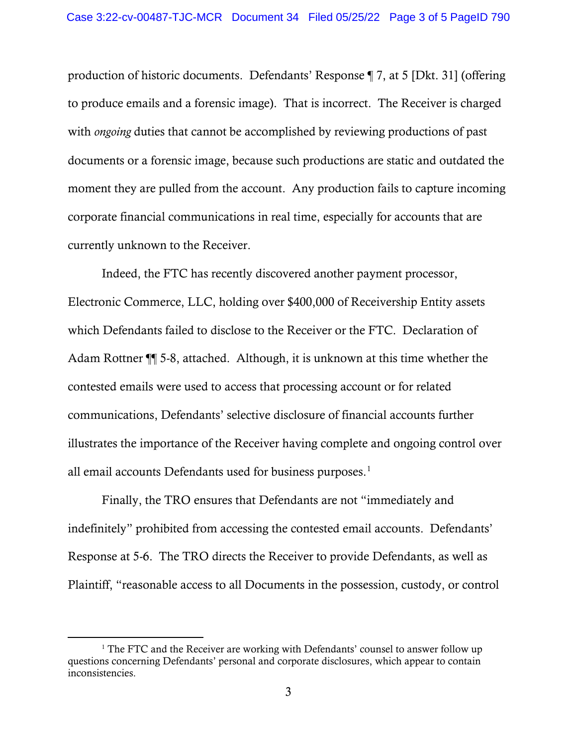production of historic documents. Defendants' Response ¶ 7, at 5 [Dkt. 31] (offering to produce emails and a forensic image). That is incorrect. The Receiver is charged with *ongoing* duties that cannot be accomplished by reviewing productions of past documents or a forensic image, because such productions are static and outdated the moment they are pulled from the account. Any production fails to capture incoming corporate financial communications in real time, especially for accounts that are currently unknown to the Receiver.

Indeed, the FTC has recently discovered another payment processor, Electronic Commerce, LLC, holding over $400,000 of Receivership Entity assets which Defendants failed to disclose to the Receiver or the FTC. Declaration of Adam Rottner ¶¶ 5-8, attached. Although, it is unknown at this time whether the contested emails were used to access that processing account or for related communications, Defendants' selective disclosure of financial accounts further illustrates the importance of the Receiver having complete and ongoing control over all email accounts Defendants used for business purposes.[1]

Finally, the TRO ensures that Defendants are not "immediately and indefinitely" prohibited from accessing the contested email accounts. Defendants' Response at 5-6. The TRO directs the Receiver to provide Defendants, as well as Plaintiff, "reasonable access to all Documents in the possession, custody, or control

[1] The FTC and the Receiver are working with Defendants' counsel to answer follow up questions concerning Defendants' personal and corporate disclosures, which appear to contain inconsistencies.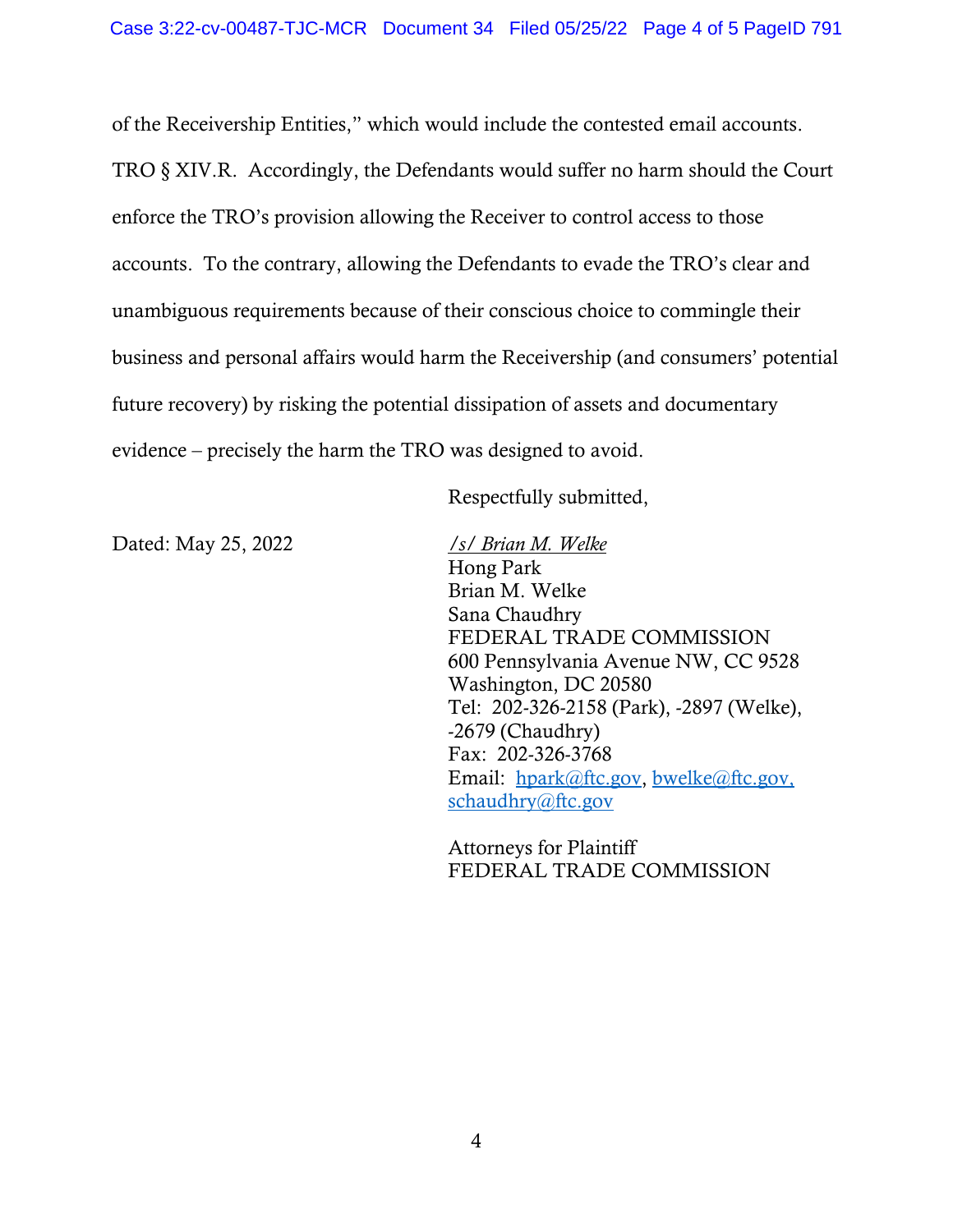of the Receivership Entities," which would include the contested email accounts. TRO § XIV.R. Accordingly, the Defendants would suffer no harm should the Court enforce the TRO's provision allowing the Receiver to control access to those accounts. To the contrary, allowing the Defendants to evade the TRO's clear and unambiguous requirements because of their conscious choice to commingle their business and personal affairs would harm the Receivership (and consumers' potential future recovery) by risking the potential dissipation of assets and documentary evidence – precisely the harm the TRO was designed to avoid.

Respectfully submitted,

Dated: May 25, 2022

*/s/ Brian M. Welke*
Hong Park
Brian M. Welke
Sana Chaudhry
FEDERAL TRADE COMMISSION
600 Pennsylvania Avenue NW, CC 9528
Washington, DC 20580
Tel: 202-326-2158 (Park), -2897 (Welke), -2679 (Chaudhry)
Fax: 202-326-3768
Email: hpark@ftc.gov, bwelke@ftc.gov, schaudhry@ftc.gov

Attorneys for Plaintiff
FEDERAL TRADE COMMISSION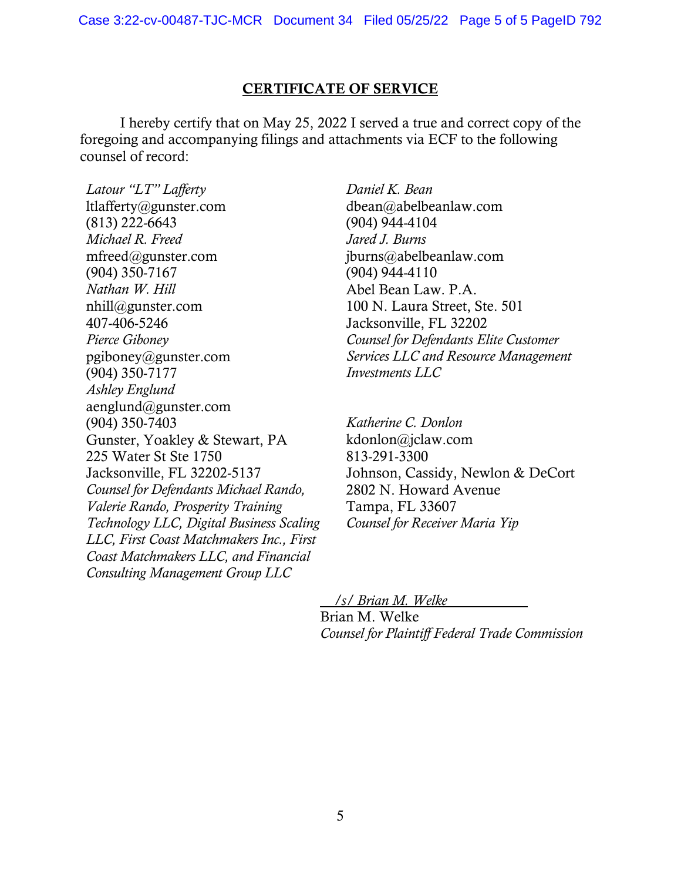## CERTIFICATE OF SERVICE

I hereby certify that on May 25, 2022 I served a true and correct copy of the foregoing and accompanying filings and attachments via ECF to the following counsel of record:

*Latour "LT" Lafferty*
ltlafferty@gunster.com
(813) 222-6643
*Michael R. Freed*
mfreed@gunster.com
(904) 350-7167
*Nathan W. Hill*
nhill@gunster.com
407-406-5246
*Pierce Giboney*
pgiboney@gunster.com
(904) 350-7177
*Ashley Englund*
aenglund@gunster.com
(904) 350-7403
Gunster, Yoakley & Stewart, PA
225 Water St Ste 1750
Jacksonville, FL 32202-5137
*Counsel for Defendants Michael Rando, Valerie Rando, Prosperity Training Technology LLC, Digital Business Scaling LLC, First Coast Matchmakers Inc., First Coast Matchmakers LLC, and Financial Consulting Management Group LLC*

*Daniel K. Bean*
dbean@abelbeanlaw.com
(904) 944-4104
*Jared J. Burns*
jburns@abelbeanlaw.com
(904) 944-4110
Abel Bean Law. P.A.
100 N. Laura Street, Ste. 501
Jacksonville, FL 32202
*Counsel for Defendants Elite Customer Services LLC and Resource Management Investments LLC*

*Katherine C. Donlon*
kdonlon@jclaw.com
813-291-3300
Johnson, Cassidy, Newlon & DeCort
2802 N. Howard Avenue
Tampa, FL 33607
*Counsel for Receiver Maria Yip*

*/s/ Brian M. Welke*
Brian M. Welke
*Counsel for Plaintiff Federal Trade Commission*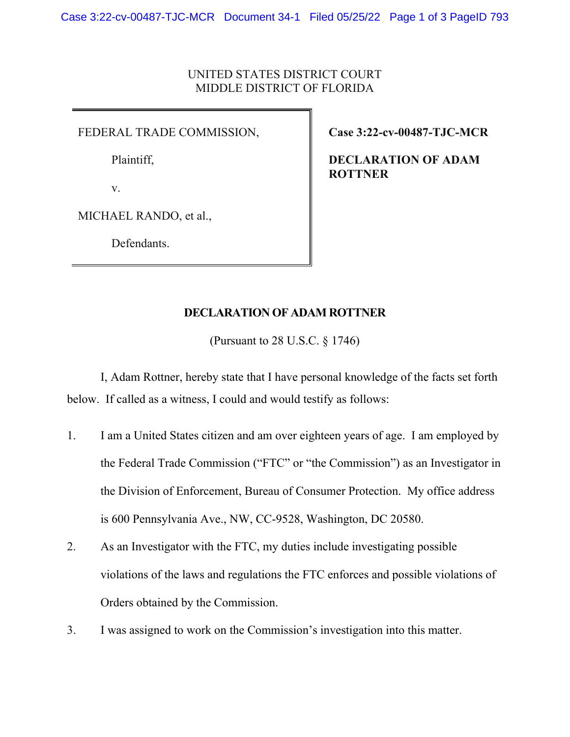UNITED STATES DISTRICT COURT
MIDDLE DISTRICT OF FLORIDA

| | |
|---|---|
| FEDERAL TRADE COMMISSION,<br><br>Plaintiff,<br><br>v.<br><br>MICHAEL RANDO, et al.,<br><br>Defendants. | **Case 3:22-cv-00487-TJC-MCR**<br><br>**DECLARATION OF ADAM ROTTNER** |

## DECLARATION OF ADAM ROTTNER

(Pursuant to 28 U.S.C. § 1746)

I, Adam Rottner, hereby state that I have personal knowledge of the facts set forth below. If called as a witness, I could and would testify as follows:

1. I am a United States citizen and am over eighteen years of age. I am employed by the Federal Trade Commission ("FTC" or "the Commission") as an Investigator in the Division of Enforcement, Bureau of Consumer Protection. My office address is 600 Pennsylvania Ave., NW, CC-9528, Washington, DC 20580.
2. As an Investigator with the FTC, my duties include investigating possible violations of the laws and regulations the FTC enforces and possible violations of Orders obtained by the Commission.
3. I was assigned to work on the Commission's investigation into this matter.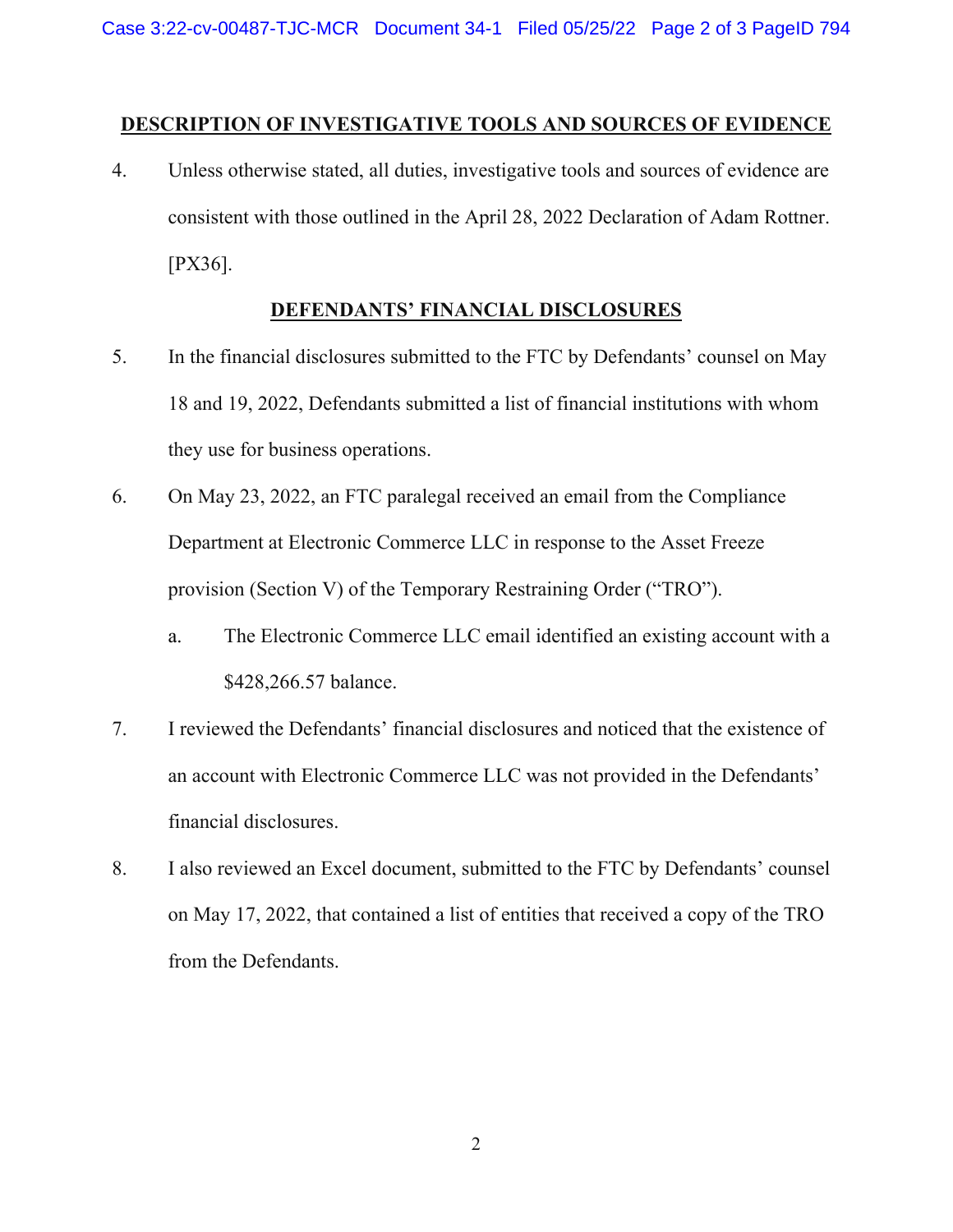## DESCRIPTION OF INVESTIGATIVE TOOLS AND SOURCES OF EVIDENCE

4. Unless otherwise stated, all duties, investigative tools and sources of evidence are consistent with those outlined in the April 28, 2022 Declaration of Adam Rottner. [PX36].

## DEFENDANTS' FINANCIAL DISCLOSURES

5. In the financial disclosures submitted to the FTC by Defendants' counsel on May 18 and 19, 2022, Defendants submitted a list of financial institutions with whom they use for business operations.

6. On May 23, 2022, an FTC paralegal received an email from the Compliance Department at Electronic Commerce LLC in response to the Asset Freeze provision (Section V) of the Temporary Restraining Order ("TRO").

   a. The Electronic Commerce LLC email identified an existing account with a $428,266.57 balance.

7. I reviewed the Defendants' financial disclosures and noticed that the existence of an account with Electronic Commerce LLC was not provided in the Defendants' financial disclosures.

8. I also reviewed an Excel document, submitted to the FTC by Defendants' counsel on May 17, 2022, that contained a list of entities that received a copy of the TRO from the Defendants.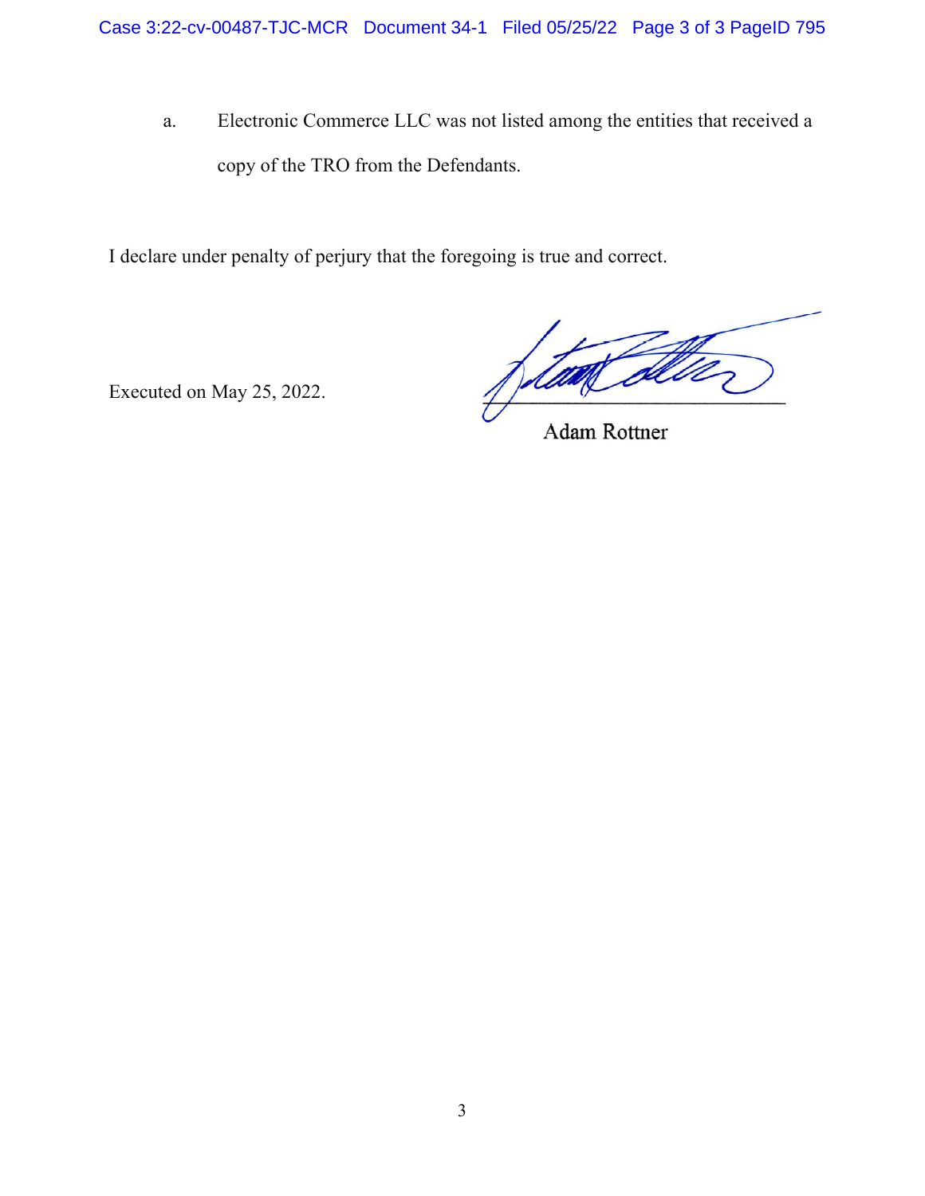a. Electronic Commerce LLC was not listed among the entities that received a copy of the TRO from the Defendants.

I declare under penalty of perjury that the foregoing is true and correct.

Executed on May 25, 2022.

Adam Rottner